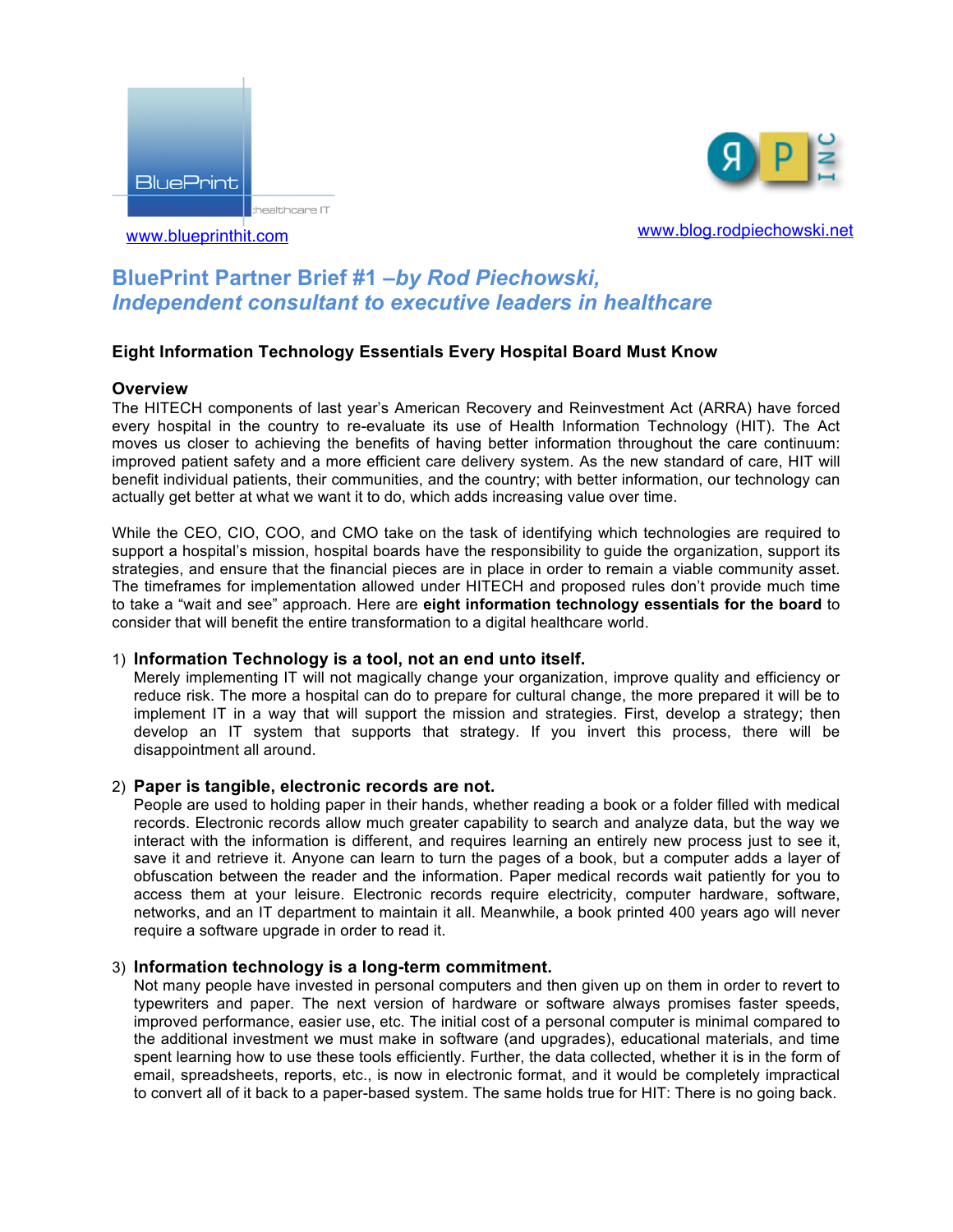BluePrint :healthcare IT

www.blueprinthit.com

www.blog.rodpiechowski.net

## BluePrint Partner Brief #1 –*by Rod Piechowski, Independent consultant to executive leaders in healthcare*

### Eight Information Technology Essentials Every Hospital Board Must Know

**Overview**

The HITECH components of last year's American Recovery and Reinvestment Act (ARRA) have forced every hospital in the country to re-evaluate its use of Health Information Technology (HIT). The Act moves us closer to achieving the benefits of having better information throughout the care continuum: improved patient safety and a more efficient care delivery system. As the new standard of care, HIT will benefit individual patients, their communities, and the country; with better information, our technology can actually get better at what we want it to do, which adds increasing value over time.

While the CEO, CIO, COO, and CMO take on the task of identifying which technologies are required to support a hospital's mission, hospital boards have the responsibility to guide the organization, support its strategies, and ensure that the financial pieces are in place in order to remain a viable community asset. The timeframes for implementation allowed under HITECH and proposed rules don't provide much time to take a "wait and see" approach. Here are **eight information technology essentials for the board** to consider that will benefit the entire transformation to a digital healthcare world.

1) **Information Technology is a tool, not an end unto itself.**
   Merely implementing IT will not magically change your organization, improve quality and efficiency or reduce risk. The more a hospital can do to prepare for cultural change, the more prepared it will be to implement IT in a way that will support the mission and strategies. First, develop a strategy; then develop an IT system that supports that strategy. If you invert this process, there will be disappointment all around.

2) **Paper is tangible, electronic records are not.**
   People are used to holding paper in their hands, whether reading a book or a folder filled with medical records. Electronic records allow much greater capability to search and analyze data, but the way we interact with the information is different, and requires learning an entirely new process just to see it, save it and retrieve it. Anyone can learn to turn the pages of a book, but a computer adds a layer of obfuscation between the reader and the information. Paper medical records wait patiently for you to access them at your leisure. Electronic records require electricity, computer hardware, software, networks, and an IT department to maintain it all. Meanwhile, a book printed 400 years ago will never require a software upgrade in order to read it.

3) **Information technology is a long-term commitment.**
   Not many people have invested in personal computers and then given up on them in order to revert to typewriters and paper. The next version of hardware or software always promises faster speeds, improved performance, easier use, etc. The initial cost of a personal computer is minimal compared to the additional investment we must make in software (and upgrades), educational materials, and time spent learning how to use these tools efficiently. Further, the data collected, whether it is in the form of email, spreadsheets, reports, etc., is now in electronic format, and it would be completely impractical to convert all of it back to a paper-based system. The same holds true for HIT: There is no going back.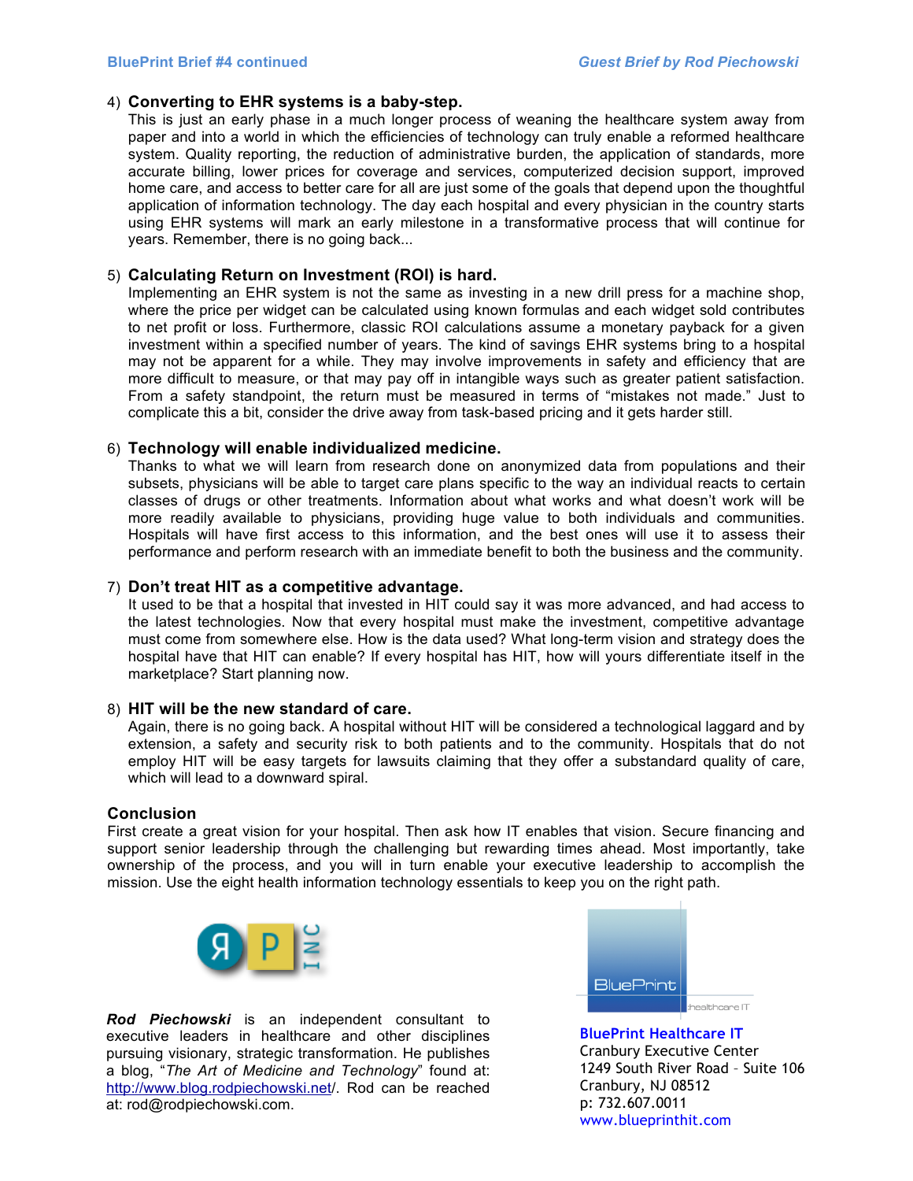4) **Converting to EHR systems is a baby-step.**
This is just an early phase in a much longer process of weaning the healthcare system away from paper and into a world in which the efficiencies of technology can truly enable a reformed healthcare system. Quality reporting, the reduction of administrative burden, the application of standards, more accurate billing, lower prices for coverage and services, computerized decision support, improved home care, and access to better care for all are just some of the goals that depend upon the thoughtful application of information technology. The day each hospital and every physician in the country starts using EHR systems will mark an early milestone in a transformative process that will continue for years. Remember, there is no going back...

5) **Calculating Return on Investment (ROI) is hard.**
Implementing an EHR system is not the same as investing in a new drill press for a machine shop, where the price per widget can be calculated using known formulas and each widget sold contributes to net profit or loss. Furthermore, classic ROI calculations assume a monetary payback for a given investment within a specified number of years. The kind of savings EHR systems bring to a hospital may not be apparent for a while. They may involve improvements in safety and efficiency that are more difficult to measure, or that may pay off in intangible ways such as greater patient satisfaction. From a safety standpoint, the return must be measured in terms of "mistakes not made." Just to complicate this a bit, consider the drive away from task-based pricing and it gets harder still.

6) **Technology will enable individualized medicine.**
Thanks to what we will learn from research done on anonymized data from populations and their subsets, physicians will be able to target care plans specific to the way an individual reacts to certain classes of drugs or other treatments. Information about what works and what doesn't work will be more readily available to physicians, providing huge value to both individuals and communities. Hospitals will have first access to this information, and the best ones will use it to assess their performance and perform research with an immediate benefit to both the business and the community.

7) **Don't treat HIT as a competitive advantage.**
It used to be that a hospital that invested in HIT could say it was more advanced, and had access to the latest technologies. Now that every hospital must make the investment, competitive advantage must come from somewhere else. How is the data used? What long-term vision and strategy does the hospital have that HIT can enable? If every hospital has HIT, how will yours differentiate itself in the marketplace? Start planning now.

8) **HIT will be the new standard of care.**
Again, there is no going back. A hospital without HIT will be considered a technological laggard and by extension, a safety and security risk to both patients and to the community. Hospitals that do not employ HIT will be easy targets for lawsuits claiming that they offer a substandard quality of care, which will lead to a downward spiral.

## Conclusion

First create a great vision for your hospital. Then ask how IT enables that vision. Secure financing and support senior leadership through the challenging but rewarding times ahead. Most importantly, take ownership of the process, and you will in turn enable your executive leadership to accomplish the mission. Use the eight health information technology essentials to keep you on the right path.

RP INC

***Rod Piechowski*** is an independent consultant to executive leaders in healthcare and other disciplines pursuing visionary, strategic transformation. He publishes a blog, "*The Art of Medicine and Technology*" found at: http://www.blog.rodpiechowski.net/. Rod can be reached at: rod@rodpiechowski.com.

BluePrint healthcare IT

**BluePrint Healthcare IT**
Cranbury Executive Center
1249 South River Road – Suite 106
Cranbury, NJ 08512
p: 732.607.0011
www.blueprinthit.com